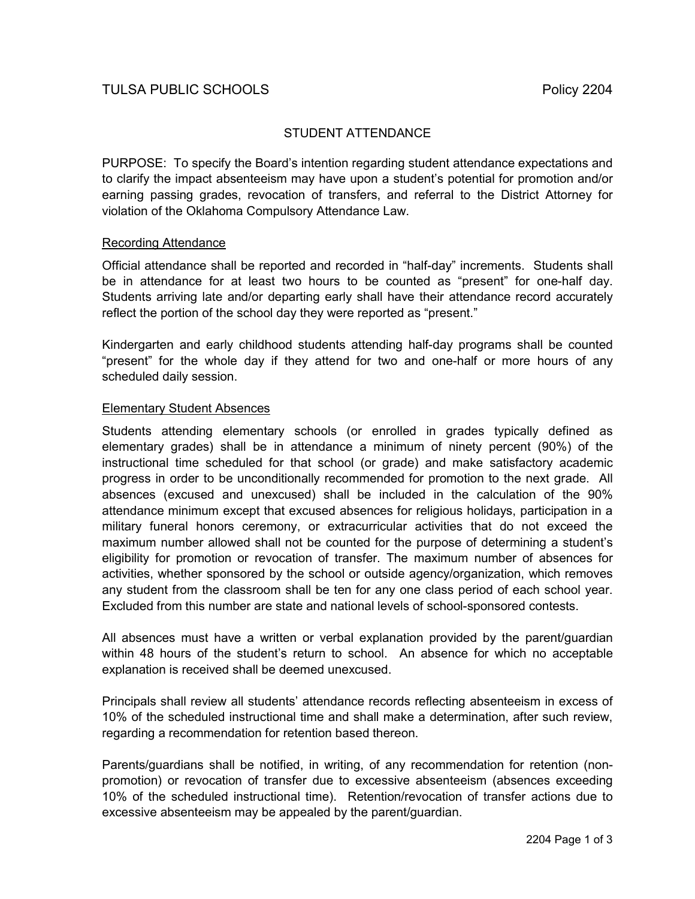TULSA PUBLIC SCHOOLS Policy 2204

# STUDENT ATTENDANCE

PURPOSE: To specify the Board's intention regarding student attendance expectations and to clarify the impact absenteeism may have upon a student's potential for promotion and/or earning passing grades, revocation of transfers, and referral to the District Attorney for violation of the Oklahoma Compulsory Attendance Law.

## Recording Attendance

Official attendance shall be reported and recorded in "half-day" increments. Students shall be in attendance for at least two hours to be counted as "present" for one-half day. Students arriving late and/or departing early shall have their attendance record accurately reflect the portion of the school day they were reported as "present."

Kindergarten and early childhood students attending half-day programs shall be counted "present" for the whole day if they attend for two and one-half or more hours of any scheduled daily session.

## Elementary Student Absences

Students attending elementary schools (or enrolled in grades typically defined as elementary grades) shall be in attendance a minimum of ninety percent (90%) of the instructional time scheduled for that school (or grade) and make satisfactory academic progress in order to be unconditionally recommended for promotion to the next grade. All absences (excused and unexcused) shall be included in the calculation of the 90% attendance minimum except that excused absences for religious holidays, participation in a military funeral honors ceremony, or extracurricular activities that do not exceed the maximum number allowed shall not be counted for the purpose of determining a student's eligibility for promotion or revocation of transfer. The maximum number of absences for activities, whether sponsored by the school or outside agency/organization, which removes any student from the classroom shall be ten for any one class period of each school year. Excluded from this number are state and national levels of school-sponsored contests.

All absences must have a written or verbal explanation provided by the parent/guardian within 48 hours of the student's return to school. An absence for which no acceptable explanation is received shall be deemed unexcused.

Principals shall review all students' attendance records reflecting absenteeism in excess of 10% of the scheduled instructional time and shall make a determination, after such review, regarding a recommendation for retention based thereon.

Parents/guardians shall be notified, in writing, of any recommendation for retention (non-promotion) or revocation of transfer due to excessive absenteeism (absences exceeding 10% of the scheduled instructional time). Retention/revocation of transfer actions due to excessive absenteeism may be appealed by the parent/guardian.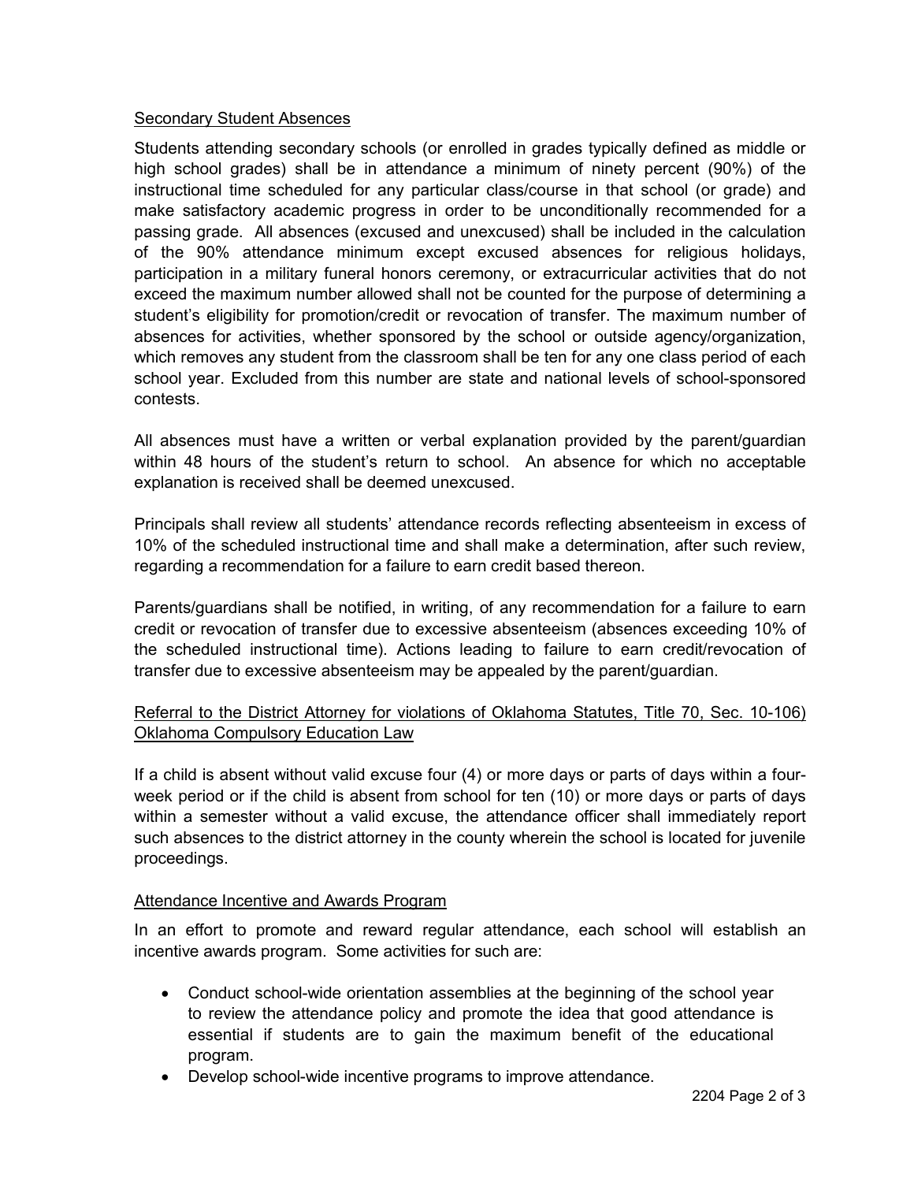## Secondary Student Absences

Students attending secondary schools (or enrolled in grades typically defined as middle or high school grades) shall be in attendance a minimum of ninety percent (90%) of the instructional time scheduled for any particular class/course in that school (or grade) and make satisfactory academic progress in order to be unconditionally recommended for a passing grade. All absences (excused and unexcused) shall be included in the calculation of the 90% attendance minimum except excused absences for religious holidays, participation in a military funeral honors ceremony, or extracurricular activities that do not exceed the maximum number allowed shall not be counted for the purpose of determining a student's eligibility for promotion/credit or revocation of transfer. The maximum number of absences for activities, whether sponsored by the school or outside agency/organization, which removes any student from the classroom shall be ten for any one class period of each school year. Excluded from this number are state and national levels of school-sponsored contests.

All absences must have a written or verbal explanation provided by the parent/guardian within 48 hours of the student's return to school. An absence for which no acceptable explanation is received shall be deemed unexcused.

Principals shall review all students' attendance records reflecting absenteeism in excess of 10% of the scheduled instructional time and shall make a determination, after such review, regarding a recommendation for a failure to earn credit based thereon.

Parents/guardians shall be notified, in writing, of any recommendation for a failure to earn credit or revocation of transfer due to excessive absenteeism (absences exceeding 10% of the scheduled instructional time). Actions leading to failure to earn credit/revocation of transfer due to excessive absenteeism may be appealed by the parent/guardian.

## Referral to the District Attorney for violations of Oklahoma Statutes, Title 70, Sec. 10-106) Oklahoma Compulsory Education Law

If a child is absent without valid excuse four (4) or more days or parts of days within a four-week period or if the child is absent from school for ten (10) or more days or parts of days within a semester without a valid excuse, the attendance officer shall immediately report such absences to the district attorney in the county wherein the school is located for juvenile proceedings.

## Attendance Incentive and Awards Program

In an effort to promote and reward regular attendance, each school will establish an incentive awards program. Some activities for such are:

- Conduct school-wide orientation assemblies at the beginning of the school year to review the attendance policy and promote the idea that good attendance is essential if students are to gain the maximum benefit of the educational program.
- Develop school-wide incentive programs to improve attendance.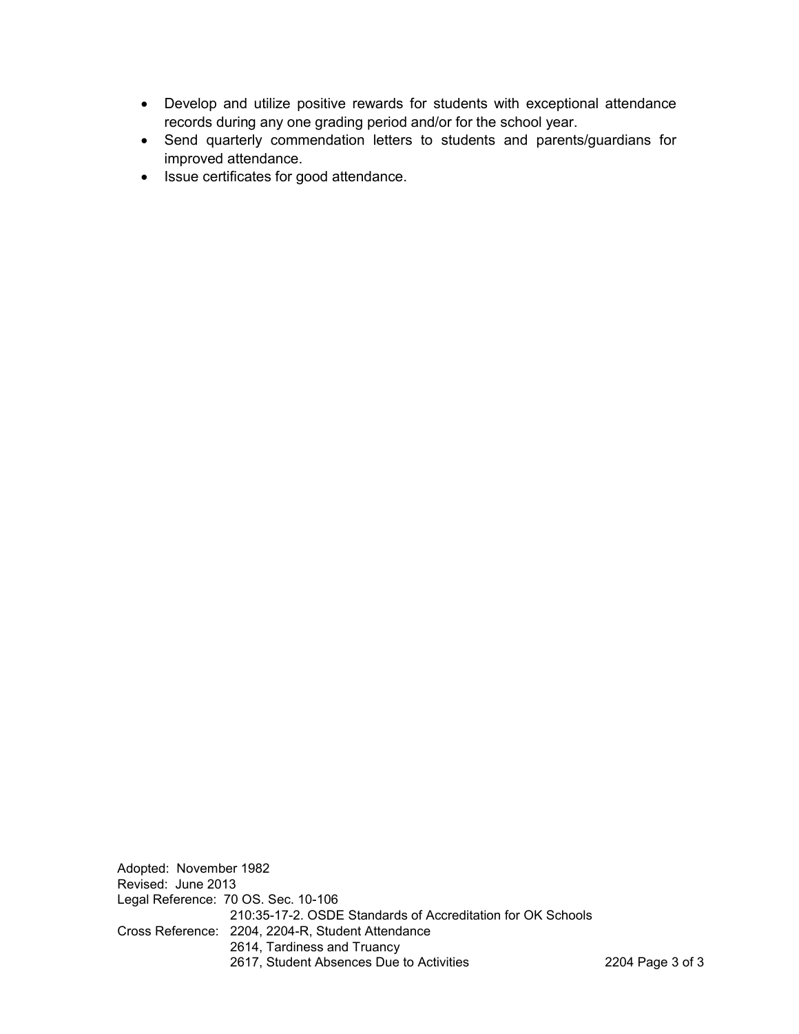- Develop and utilize positive rewards for students with exceptional attendance records during any one grading period and/or for the school year.
- Send quarterly commendation letters to students and parents/guardians for improved attendance.
- Issue certificates for good attendance.

Adopted: November 1982
Revised: June 2013
Legal Reference: 70 OS. Sec. 10-106
210:35-17-2. OSDE Standards of Accreditation for OK Schools
Cross Reference: 2204, 2204-R, Student Attendance
2614, Tardiness and Truancy
2617, Student Absences Due to Activities